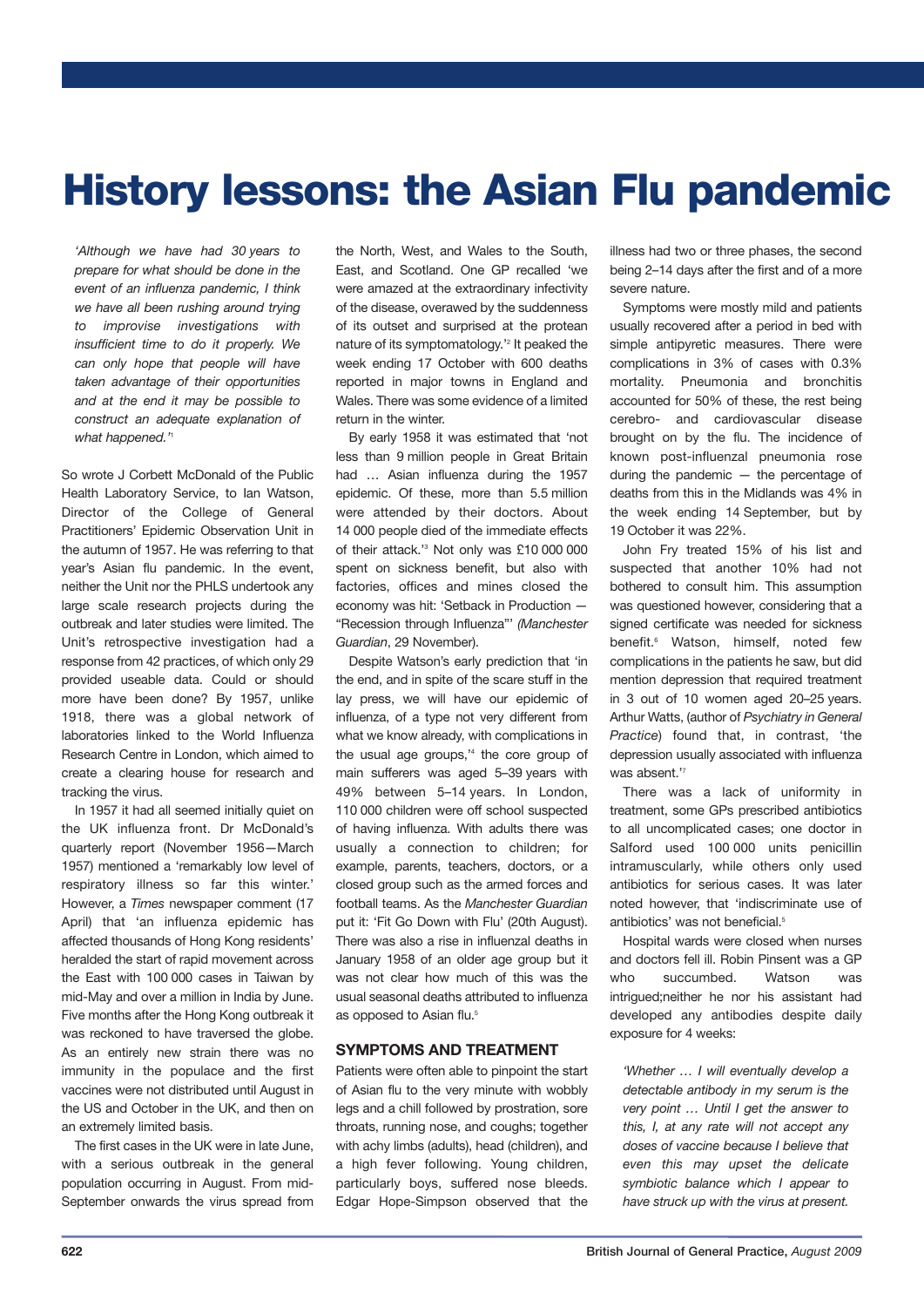# History lessons: the Asian Flu pandemic

*'Although we have had 30 years to prepare for what should be done in the event of an influenza pandemic, I think we have all been rushing around trying to improvise investigations with insufficient time to do it properly. We can only hope that people will have taken advantage of their opportunities and at the end it may be possible to construct an adequate explanation of what happened.'*[1]

So wrote J Corbett McDonald of the Public Health Laboratory Service, to Ian Watson, Director of the College of General Practitioners' Epidemic Observation Unit in the autumn of 1957. He was referring to that year's Asian flu pandemic. In the event, neither the Unit nor the PHLS undertook any large scale research projects during the outbreak and later studies were limited. The Unit's retrospective investigation had a response from 42 practices, of which only 29 provided useable data. Could or should more have been done? By 1957, unlike 1918, there was a global network of laboratories linked to the World Influenza Research Centre in London, which aimed to create a clearing house for research and tracking the virus.

In 1957 it had all seemed initially quiet on the UK influenza front. Dr McDonald's quarterly report (November 1956—March 1957) mentioned a 'remarkably low level of respiratory illness so far this winter.' However, a *Times* newspaper comment (17 April) that 'an influenza epidemic has affected thousands of Hong Kong residents' heralded the start of rapid movement across the East with 100 000 cases in Taiwan by mid-May and over a million in India by June. Five months after the Hong Kong outbreak it was reckoned to have traversed the globe. As an entirely new strain there was no immunity in the populace and the first vaccines were not distributed until August in the US and October in the UK, and then on an extremely limited basis.

The first cases in the UK were in late June, with a serious outbreak in the general population occurring in August. From mid-September onwards the virus spread from the North, West, and Wales to the South, East, and Scotland. One GP recalled 'we were amazed at the extraordinary infectivity of the disease, overawed by the suddenness of its outset and surprised at the protean nature of its symptomatology.'[2] It peaked the week ending 17 October with 600 deaths reported in major towns in England and Wales. There was some evidence of a limited return in the winter.

By early 1958 it was estimated that 'not less than 9 million people in Great Britain had … Asian influenza during the 1957 epidemic. Of these, more than 5.5 million were attended by their doctors. About 14 000 people died of the immediate effects of their attack.'[3] Not only was £10 000 000 spent on sickness benefit, but also with factories, offices and mines closed the economy was hit: 'Setback in Production — "Recession through Influenza"' *(Manchester Guardian*, 29 November).

Despite Watson's early prediction that 'in the end, and in spite of the scare stuff in the lay press, we will have our epidemic of influenza, of a type not very different from what we know already, with complications in the usual age groups,'[4] the core group of main sufferers was aged 5–39 years with 49% between 5–14 years. In London, 110 000 children were off school suspected of having influenza. With adults there was usually a connection to children; for example, parents, teachers, doctors, or a closed group such as the armed forces and football teams. As the *Manchester Guardian* put it: 'Fit Go Down with Flu' (20th August). There was also a rise in influenzal deaths in January 1958 of an older age group but it was not clear how much of this was the usual seasonal deaths attributed to influenza as opposed to Asian flu.[5]

## SYMPTOMS AND TREATMENT

Patients were often able to pinpoint the start of Asian flu to the very minute with wobbly legs and a chill followed by prostration, sore throats, running nose, and coughs; together with achy limbs (adults), head (children), and a high fever following. Young children, particularly boys, suffered nose bleeds. Edgar Hope-Simpson observed that the illness had two or three phases, the second being 2–14 days after the first and of a more severe nature.

Symptoms were mostly mild and patients usually recovered after a period in bed with simple antipyretic measures. There were complications in 3% of cases with 0.3% mortality. Pneumonia and bronchitis accounted for 50% of these, the rest being cerebro- and cardiovascular disease brought on by the flu. The incidence of known post-influenzal pneumonia rose during the pandemic — the percentage of deaths from this in the Midlands was 4% in the week ending 14 September, but by 19 October it was 22%.

John Fry treated 15% of his list and suspected that another 10% had not bothered to consult him. This assumption was questioned however, considering that a signed certificate was needed for sickness benefit.[6] Watson, himself, noted few complications in the patients he saw, but did mention depression that required treatment in 3 out of 10 women aged 20–25 years. Arthur Watts, (author of *Psychiatry in General Practice*) found that, in contrast, 'the depression usually associated with influenza was absent.'[7]

There was a lack of uniformity in treatment, some GPs prescribed antibiotics to all uncomplicated cases; one doctor in Salford used 100 000 units penicillin intramuscularly, while others only used antibiotics for serious cases. It was later noted however, that 'indiscriminate use of antibiotics' was not beneficial.[5]

Hospital wards were closed when nurses and doctors fell ill. Robin Pinsent was a GP who succumbed. Watson was intrigued;neither he nor his assistant had developed any antibodies despite daily exposure for 4 weeks:

*'Whether … I will eventually develop a detectable antibody in my serum is the very point … Until I get the answer to this, I, at any rate will not accept any doses of vaccine because I believe that even this may upset the delicate symbiotic balance which I appear to have struck up with the virus at present.*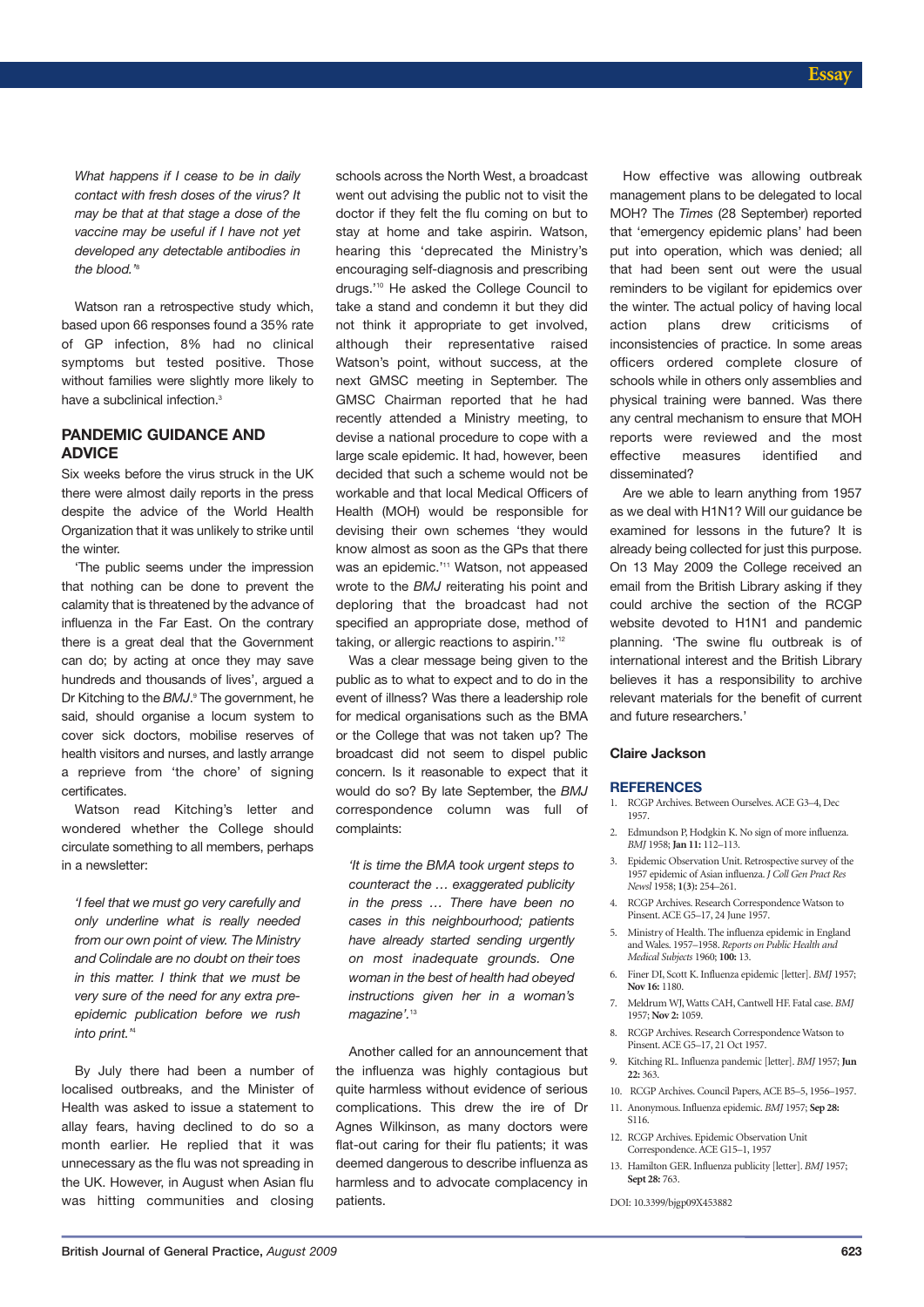*What happens if I cease to be in daily contact with fresh doses of the virus? It may be that at that stage a dose of the vaccine may be useful if I have not yet developed any detectable antibodies in the blood.'*[8]

Watson ran a retrospective study which, based upon 66 responses found a 35% rate of GP infection, 8% had no clinical symptoms but tested positive. Those without families were slightly more likely to have a subclinical infection.[3]

## PANDEMIC GUIDANCE AND ADVICE

Six weeks before the virus struck in the UK there were almost daily reports in the press despite the advice of the World Health Organization that it was unlikely to strike until the winter.

'The public seems under the impression that nothing can be done to prevent the calamity that is threatened by the advance of influenza in the Far East. On the contrary there is a great deal that the Government can do; by acting at once they may save hundreds and thousands of lives', argued a Dr Kitching to the *BMJ*.[9] The government, he said, should organise a locum system to cover sick doctors, mobilise reserves of health visitors and nurses, and lastly arrange a reprieve from 'the chore' of signing certificates.

Watson read Kitching's letter and wondered whether the College should circulate something to all members, perhaps in a newsletter:

*'I feel that we must go very carefully and only underline what is really needed from our own point of view. The Ministry and Colindale are no doubt on their toes in this matter. I think that we must be very sure of the need for any extra pre-epidemic publication before we rush into print.'*[4]

By July there had been a number of localised outbreaks, and the Minister of Health was asked to issue a statement to allay fears, having declined to do so a month earlier. He replied that it was unnecessary as the flu was not spreading in the UK. However, in August when Asian flu was hitting communities and closing schools across the North West, a broadcast went out advising the public not to visit the doctor if they felt the flu coming on but to stay at home and take aspirin. Watson, hearing this 'deprecated their the Ministry's encouraging self-diagnosis and prescribing drugs.'[10] He asked the College Council to take a stand and condemn it but they did not think it appropriate to get involved, although their representative raised Watson's point, without success, at the next GMSC meeting in September. The GMSC Chairman reported that he had recently attended a Ministry meeting, to devise a national procedure to cope with a large scale epidemic. It had, however, been decided that such a scheme would not be workable and that local Medical Officers of Health (MOH) would be responsible for devising their own schemes 'they would know almost as soon as the GPs that there was an epidemic.'[11] Watson, not appeased wrote to the *BMJ* reiterating his point and deploring that the broadcast had not specified an appropriate dose, method of taking, or allergic reactions to aspirin.'[12]

Was a clear message being given to the public as to what to expect and to do in the event of illness? Was there a leadership role for medical organisations such as the BMA or the College that was not taken up? The broadcast did not seem to dispel public concern. Is it reasonable to expect that it would do so? By late September, the *BMJ* correspondence column was full of complaints:

*'It is time the BMA took urgent steps to counteract the … exaggerated publicity in the press … There have been no cases in this neighbourhood; patients have already started sending urgently on most inadequate grounds. One woman in the best of health had obeyed instructions given her in a woman's magazine'.*[13]

Another called for an announcement that the influenza was highly contagious but quite harmless without evidence of serious complications. This drew the ire of Dr Agnes Wilkinson, as many doctors were flat-out caring for their flu patients; it was deemed dangerous to describe influenza as harmless and to advocate complacency in patients.

How effective was allowing outbreak management plans to be delegated to local MOH? The *Times* (28 September) reported that 'emergency epidemic plans' had been put into operation, which was denied; all that had been sent out were the usual reminders to be vigilant for epidemics over the winter. The actual policy of having local action plans drew criticisms of inconsistencies of practice. In some areas officers ordered complete closure of schools while in others only assemblies and physical training were banned. Was there any central mechanism to ensure that MOH reports were reviewed and the most effective measures identified and disseminated?

Are we able to learn anything from 1957 as we deal with H1N1? Will our guidance be examined for lessons in the future? It is already being collected for just this purpose. On 13 May 2009 the College received an email from the British Library asking if they could archive the section of the RCGP website devoted to H1N1 and pandemic planning. 'The swine flu outbreak is of international interest and the British Library believes it has a responsibility to archive relevant materials for the benefit of current and future researchers.'

**Claire Jackson**

## REFERENCES

1. RCGP Archives. Between Ourselves. ACE G3–4, Dec 1957.
2. Edmundson P, Hodgkin K. No sign of more influenza. *BMJ* 1958; **Jan 11:** 112–113.
3. Epidemic Observation Unit. Retrospective survey of the 1957 epidemic of Asian influenza. *J Coll Gen Pract Res Newsl* 1958; **1(3):** 254–261.
4. RCGP Archives. Research Correspondence Watson to Pinsent. ACE G5–17, 24 June 1957.
5. Ministry of Health. The influenza epidemic in England and Wales. 1957–1958. *Reports on Public Health and Medical Subjects* 1960; **100:** 13.
6. Finer DI, Scott K. Influenza epidemic [letter]. *BMJ* 1957; **Nov 16:** 1180.
7. Meldrum WJ, Watts CAH, Cantwell HF. Fatal case. *BMJ* 1957; **Nov 2:** 1059.
8. RCGP Archives. Research Correspondence Watson to Pinsent. ACE G5–17, 21 Oct 1957.
9. Kitching RL. Influenza pandemic [letter]. *BMJ* 1957; **Jun 22:** 363.
10. RCGP Archives. Council Papers, ACE B5–5, 1956–1957.
11. Anonymous. Influenza epidemic. *BMJ* 1957; **Sep 28:** S116.
12. RCGP Archives. Epidemic Observation Unit Correspondence. ACE G15–1, 1957
13. Hamilton GER. Influenza publicity [letter]. *BMJ* 1957; **Sept 28:** 763.

DOI: 10.3399/bjgp09X453882